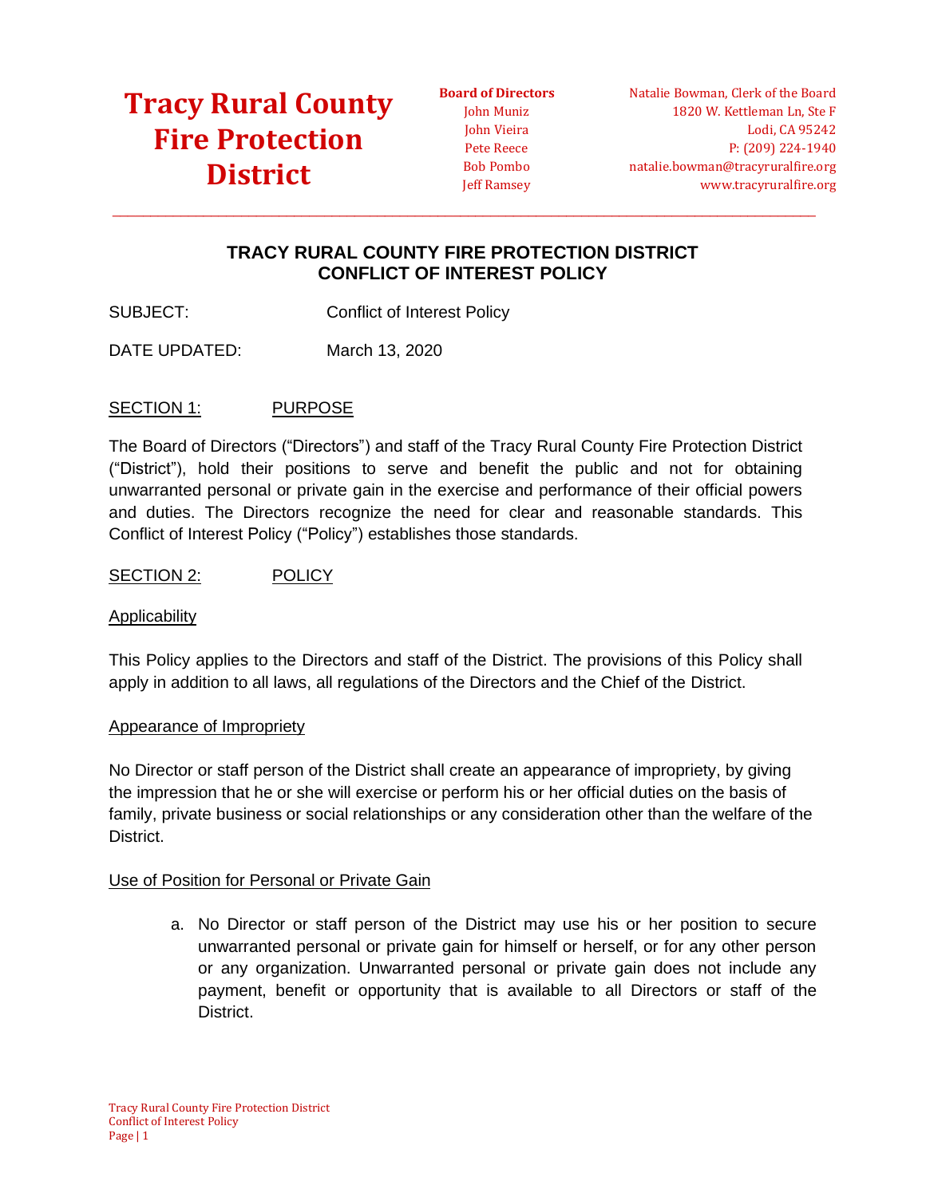# Tracy Rural County Fire Protection District

**Board of Directors**
John Muniz
John Vieira
Pete Reece
Bob Pombo
Jeff Ramsey

Natalie Bowman, Clerk of the Board
1820 W. Kettleman Ln, Ste F
Lodi, CA 95242
P: (209) 224-1940
natalie.bowman@tracyruralfire.org
www.tracyruralfire.org

## TRACY RURAL COUNTY FIRE PROTECTION DISTRICT
## CONFLICT OF INTEREST POLICY

SUBJECT: Conflict of Interest Policy

DATE UPDATED: March 13, 2020

### SECTION 1: PURPOSE

The Board of Directors ("Directors") and staff of the Tracy Rural County Fire Protection District ("District"), hold their positions to serve and benefit the public and not for obtaining unwarranted personal or private gain in the exercise and performance of their official powers and duties. The Directors recognize the need for clear and reasonable standards. This Conflict of Interest Policy ("Policy") establishes those standards.

### SECTION 2: POLICY

#### Applicability

This Policy applies to the Directors and staff of the District. The provisions of this Policy shall apply in addition to all laws, all regulations of the Directors and the Chief of the District.

#### Appearance of Impropriety

No Director or staff person of the District shall create an appearance of impropriety, by giving the impression that he or she will exercise or perform his or her official duties on the basis of family, private business or social relationships or any consideration other than the welfare of the District.

#### Use of Position for Personal or Private Gain

a. No Director or staff person of the District may use his or her position to secure unwarranted personal or private gain for himself or herself, or for any other person or any organization. Unwarranted personal or private gain does not include any payment, benefit or opportunity that is available to all Directors or staff of the District.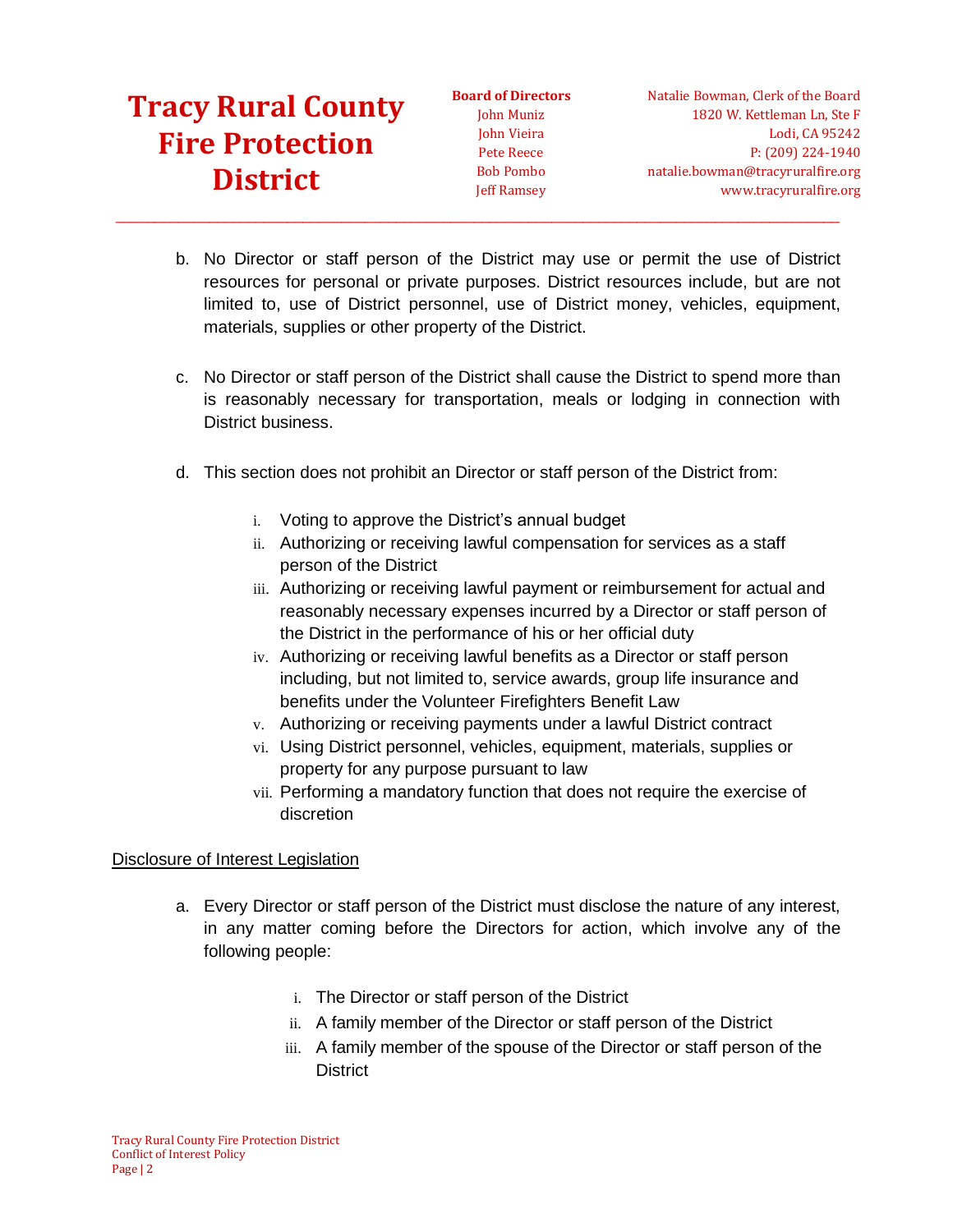b. No Director or staff person of the District may use or permit the use of District resources for personal or private purposes. District resources include, but are not limited to, use of District personnel, use of District money, vehicles, equipment, materials, supplies or other property of the District.

c. No Director or staff person of the District shall cause the District to spend more than is reasonably necessary for transportation, meals or lodging in connection with District business.

d. This section does not prohibit an Director or staff person of the District from:

   i. Voting to approve the District's annual budget
   ii. Authorizing or receiving lawful compensation for services as a staff person of the District
   iii. Authorizing or receiving lawful payment or reimbursement for actual and reasonably necessary expenses incurred by a Director or staff person of the District in the performance of his or her official duty
   iv. Authorizing or receiving lawful benefits as a Director or staff person including, but not limited to, service awards, group life insurance and benefits under the Volunteer Firefighters Benefit Law
   v. Authorizing or receiving payments under a lawful District contract
   vi. Using District personnel, vehicles, equipment, materials, supplies or property for any purpose pursuant to law
   vii. Performing a mandatory function that does not require the exercise of discretion

Disclosure of Interest Legislation

a. Every Director or staff person of the District must disclose the nature of any interest, in any matter coming before the Directors for action, which involve any of the following people:

   i. The Director or staff person of the District
   ii. A family member of the Director or staff person of the District
   iii. A family member of the spouse of the Director or staff person of the District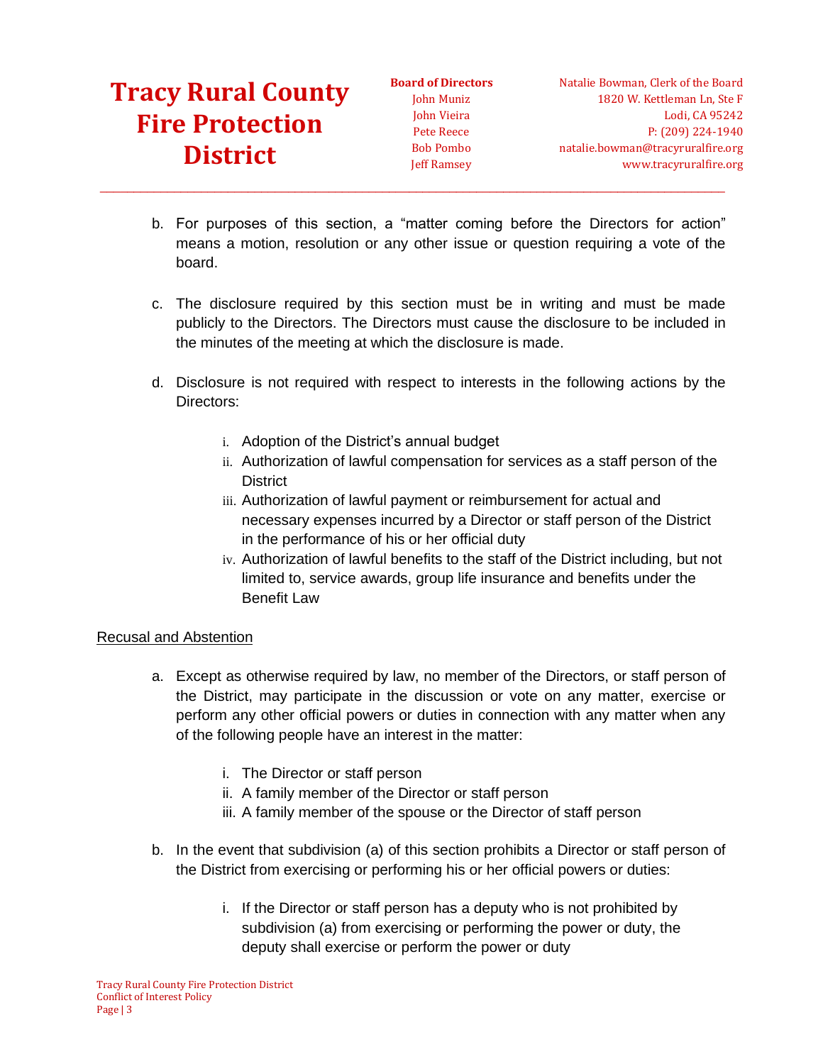b. For purposes of this section, a "matter coming before the Directors for action" means a motion, resolution or any other issue or question requiring a vote of the board.

c. The disclosure required by this section must be in writing and must be made publicly to the Directors. The Directors must cause the disclosure to be included in the minutes of the meeting at which the disclosure is made.

d. Disclosure is not required with respect to interests in the following actions by the Directors:

   i. Adoption of the District's annual budget
   ii. Authorization of lawful compensation for services as a staff person of the District
   iii. Authorization of lawful payment or reimbursement for actual and necessary expenses incurred by a Director or staff person of the District in the performance of his or her official duty
   iv. Authorization of lawful benefits to the staff of the District including, but not limited to, service awards, group life insurance and benefits under the Benefit Law

Recusal and Abstention

a. Except as otherwise required by law, no member of the Directors, or staff person of the District, may participate in the discussion or vote on any matter, exercise or perform any other official powers or duties in connection with any matter when any of the following people have an interest in the matter:

   i. The Director or staff person
   ii. A family member of the Director or staff person
   iii. A family member of the spouse or the Director of staff person

b. In the event that subdivision (a) of this section prohibits a Director or staff person of the District from exercising or performing his or her official powers or duties:

   i. If the Director or staff person has a deputy who is not prohibited by subdivision (a) from exercising or performing the power or duty, the deputy shall exercise or perform the power or duty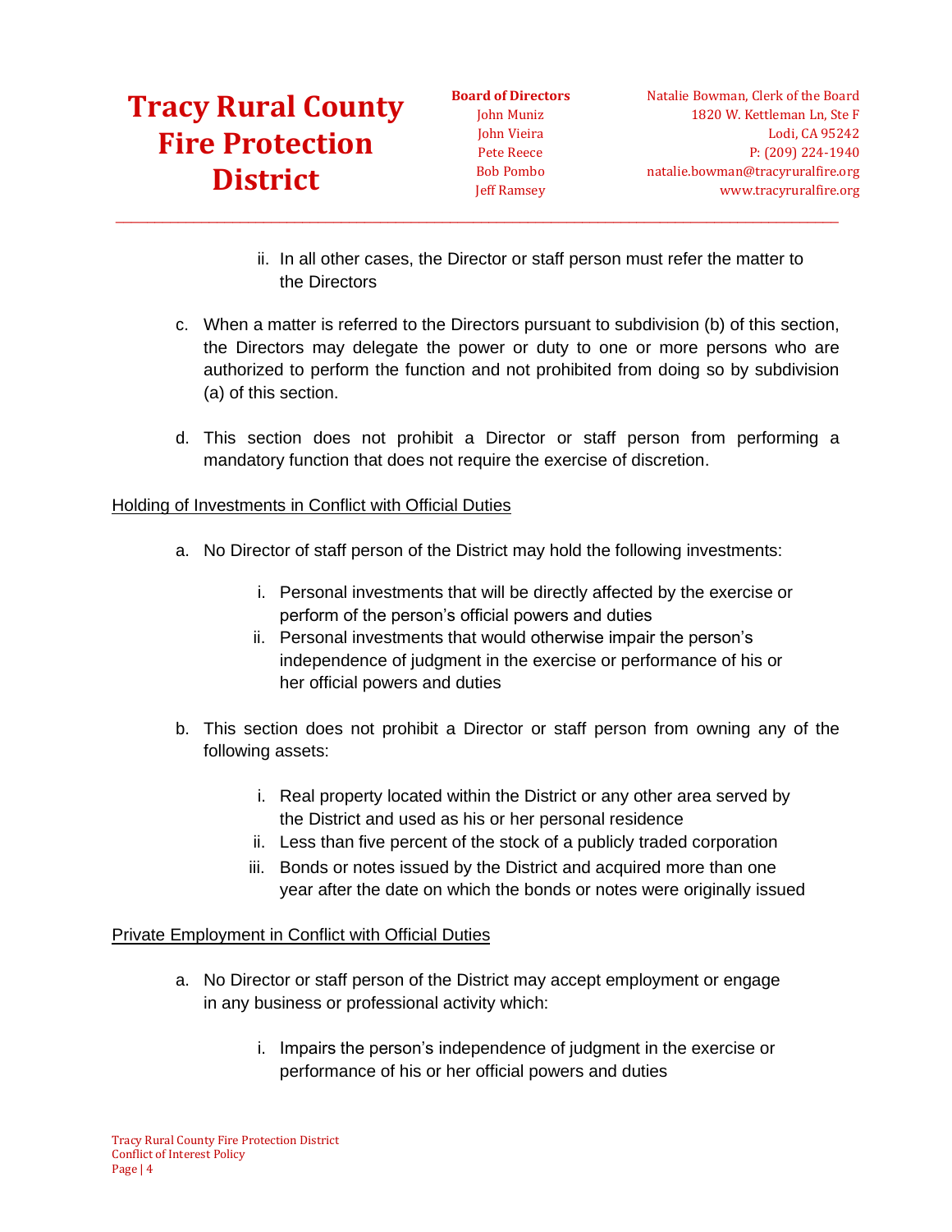ii. In all other cases, the Director or staff person must refer the matter to the Directors

c. When a matter is referred to the Directors pursuant to subdivision (b) of this section, the Directors may delegate the power or duty to one or more persons who are authorized to perform the function and not prohibited from doing so by subdivision (a) of this section.

d. This section does not prohibit a Director or staff person from performing a mandatory function that does not require the exercise of discretion.

<u>Holding of Investments in Conflict with Official Duties</u>

a. No Director of staff person of the District may hold the following investments:

   i. Personal investments that will be directly affected by the exercise or perform of the person's official powers and duties
   ii. Personal investments that would otherwise impair the person's independence of judgment in the exercise or performance of his or her official powers and duties

b. This section does not prohibit a Director or staff person from owning any of the following assets:

   i. Real property located within the District or any other area served by the District and used as his or her personal residence
   ii. Less than five percent of the stock of a publicly traded corporation
   iii. Bonds or notes issued by the District and acquired more than one year after the date on which the bonds or notes were originally issued

<u>Private Employment in Conflict with Official Duties</u>

a. No Director or staff person of the District may accept employment or engage in any business or professional activity which:

   i. Impairs the person's independence of judgment in the exercise or performance of his or her official powers and duties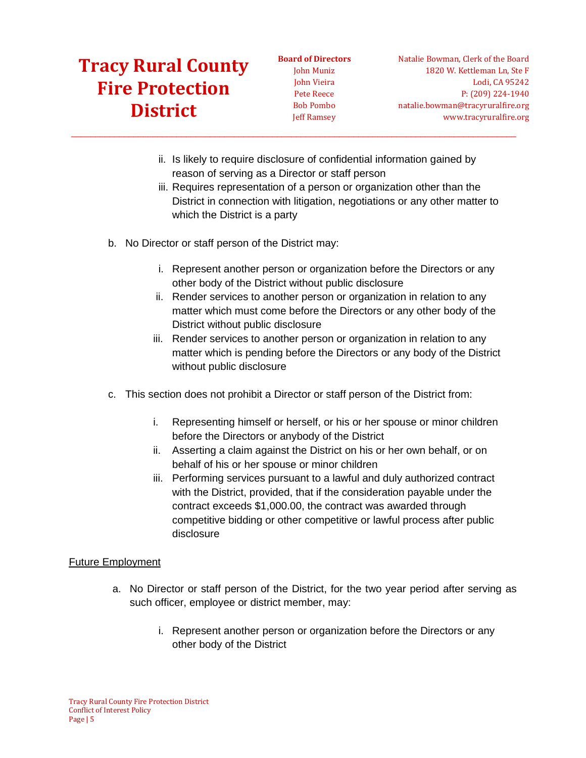ii. Is likely to require disclosure of confidential information gained by reason of serving as a Director or staff person
   iii. Requires representation of a person or organization other than the District in connection with litigation, negotiations or any other matter to which the District is a party

b. No Director or staff person of the District may:

   i. Represent another person or organization before the Directors or any other body of the District without public disclosure
   ii. Render services to another person or organization in relation to any matter which must come before the Directors or any other body of the District without public disclosure
   iii. Render services to another person or organization in relation to any matter which is pending before the Directors or any body of the District without public disclosure

c. This section does not prohibit a Director or staff person of the District from:

   i. Representing himself or herself, or his or her spouse or minor children before the Directors or anybody of the District
   ii. Asserting a claim against the District on his or her own behalf, or on behalf of his or her spouse or minor children
   iii. Performing services pursuant to a lawful and duly authorized contract with the District, provided, that if the consideration payable under the contract exceeds $1,000.00, the contract was awarded through competitive bidding or other competitive or lawful process after public disclosure

<u>Future Employment</u>

a. No Director or staff person of the District, for the two year period after serving as such officer, employee or district member, may:

   i. Represent another person or organization before the Directors or any other body of the District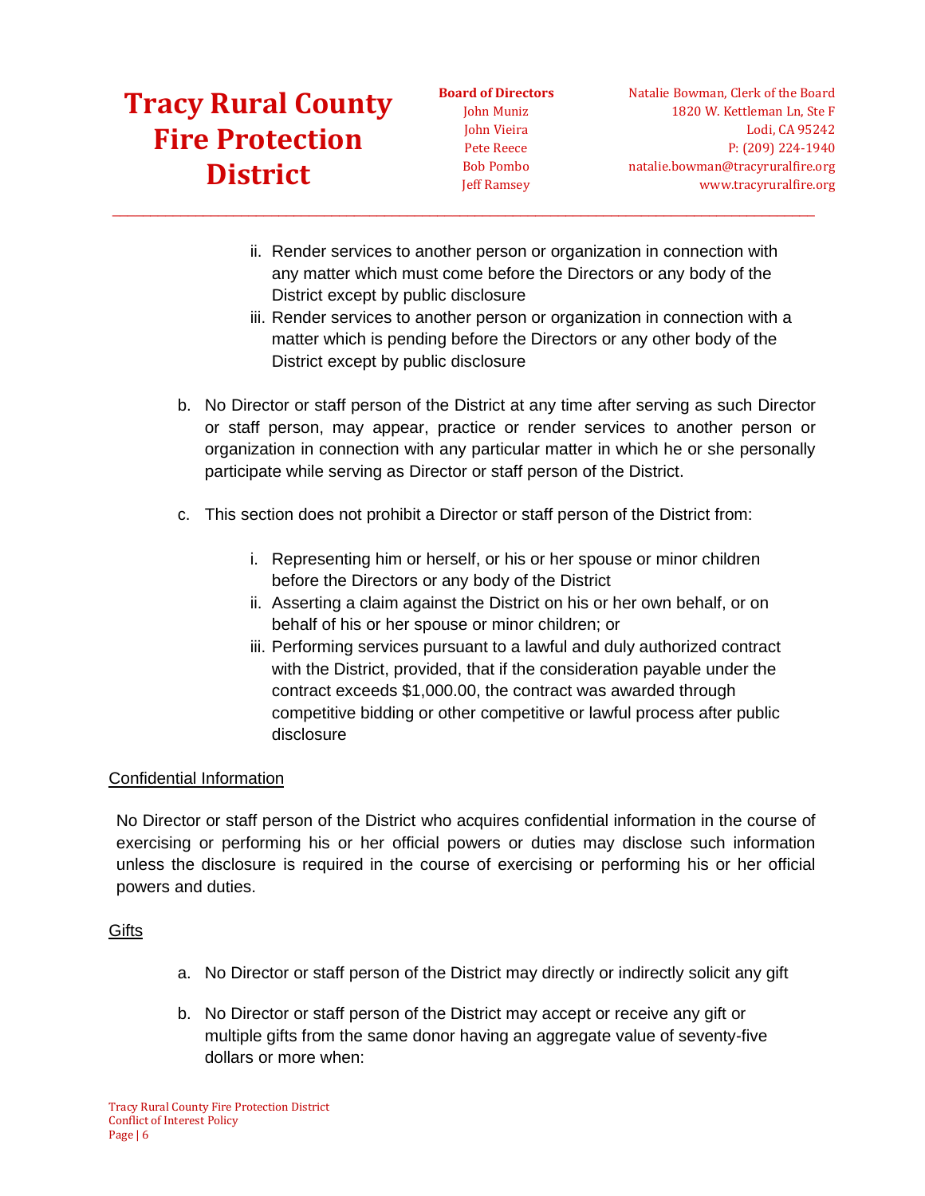ii. Render services to another person or organization in connection with any matter which must come before the Directors or any body of the District except by public disclosure
   iii. Render services to another person or organization in connection with a matter which is pending before the Directors or any other body of the District except by public disclosure

b. No Director or staff person of the District at any time after serving as such Director or staff person, may appear, practice or render services to another person or organization in connection with any particular matter in which he or she personally participate while serving as Director or staff person of the District.

c. This section does not prohibit a Director or staff person of the District from:

   i. Representing him or herself, or his or her spouse or minor children before the Directors or any body of the District
   ii. Asserting a claim against the District on his or her own behalf, or on behalf of his or her spouse or minor children; or
   iii. Performing services pursuant to a lawful and duly authorized contract with the District, provided, that if the consideration payable under the contract exceeds $1,000.00, the contract was awarded through competitive bidding or other competitive or lawful process after public disclosure

<u>Confidential Information</u>

No Director or staff person of the District who acquires confidential information in the course of exercising or performing his or her official powers or duties may disclose such information unless the disclosure is required in the course of exercising or performing his or her official powers and duties.

<u>Gifts</u>

a. No Director or staff person of the District may directly or indirectly solicit any gift

b. No Director or staff person of the District may accept or receive any gift or multiple gifts from the same donor having an aggregate value of seventy-five dollars or more when: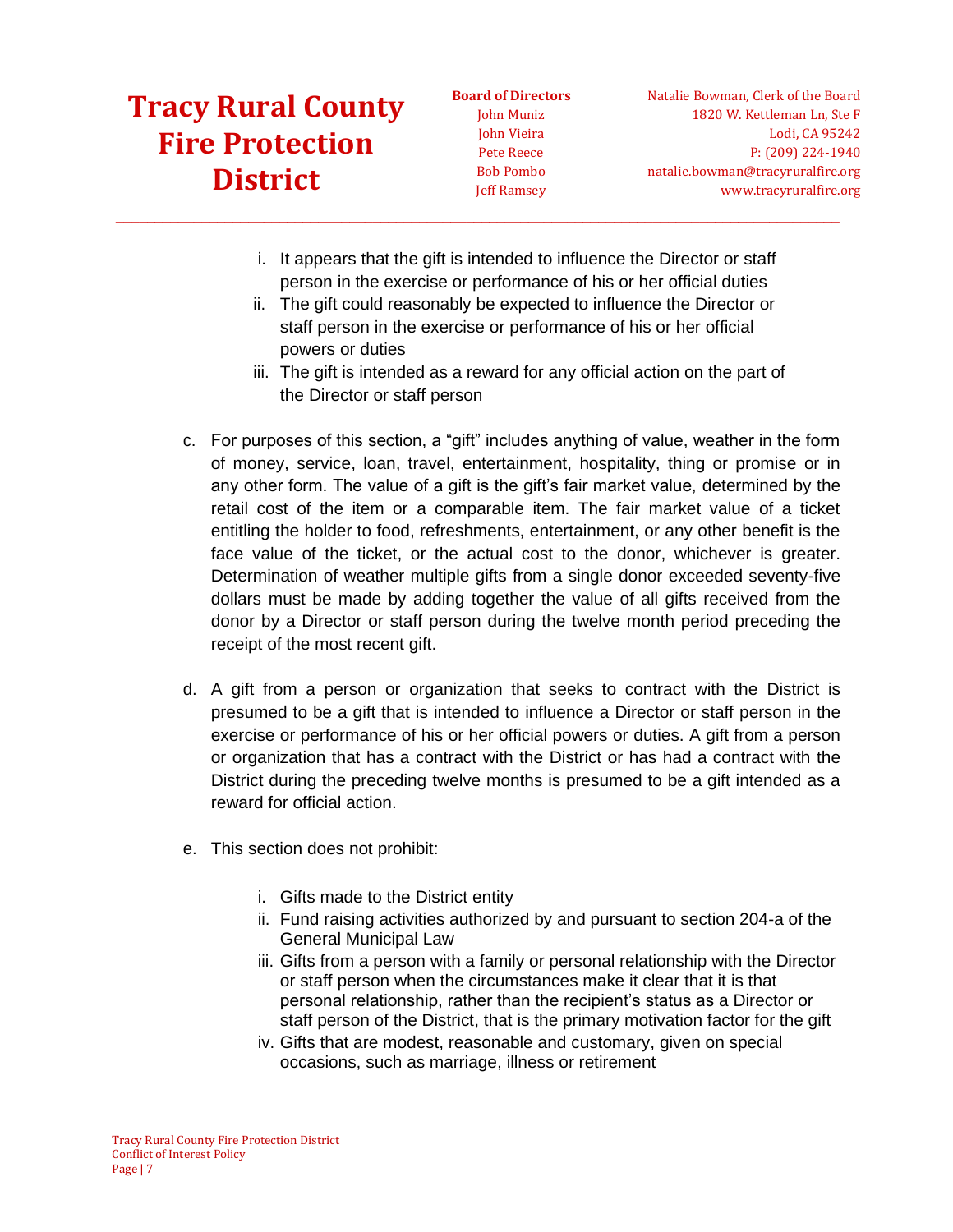i. It appears that the gift is intended to influence the Director or staff person in the exercise or performance of his or her official duties
ii. The gift could reasonably be expected to influence the Director or staff person in the exercise or performance of his or her official powers or duties
iii. The gift is intended as a reward for any official action on the part of the Director or staff person

c. For purposes of this section, a “gift” includes anything of value, weather in the form of money, service, loan, travel, entertainment, hospitality, thing or promise or in any other form. The value of a gift is the gift’s fair market value, determined by the retail cost of the item or a comparable item. The fair market value of a ticket entitling the holder to food, refreshments, entertainment, or any other benefit is the face value of the ticket, or the actual cost to the donor, whichever is greater. Determination of weather multiple gifts from a single donor exceeded seventy-five dollars must be made by adding together the value of all gifts received from the donor by a Director or staff person during the twelve month period preceding the receipt of the most recent gift.

d. A gift from a person or organization that seeks to contract with the District is presumed to be a gift that is intended to influence a Director or staff person in the exercise or performance of his or her official powers or duties. A gift from a person or organization that has a contract with the District or has had a contract with the District during the preceding twelve months is presumed to be a gift intended as a reward for official action.

e. This section does not prohibit:

i. Gifts made to the District entity
ii. Fund raising activities authorized by and pursuant to section 204-a of the General Municipal Law
iii. Gifts from a person with a family or personal relationship with the Director or staff person when the circumstances make it clear that it is that personal relationship, rather than the recipient’s status as a Director or staff person of the District, that is the primary motivation factor for the gift
iv. Gifts that are modest, reasonable and customary, given on special occasions, such as marriage, illness or retirement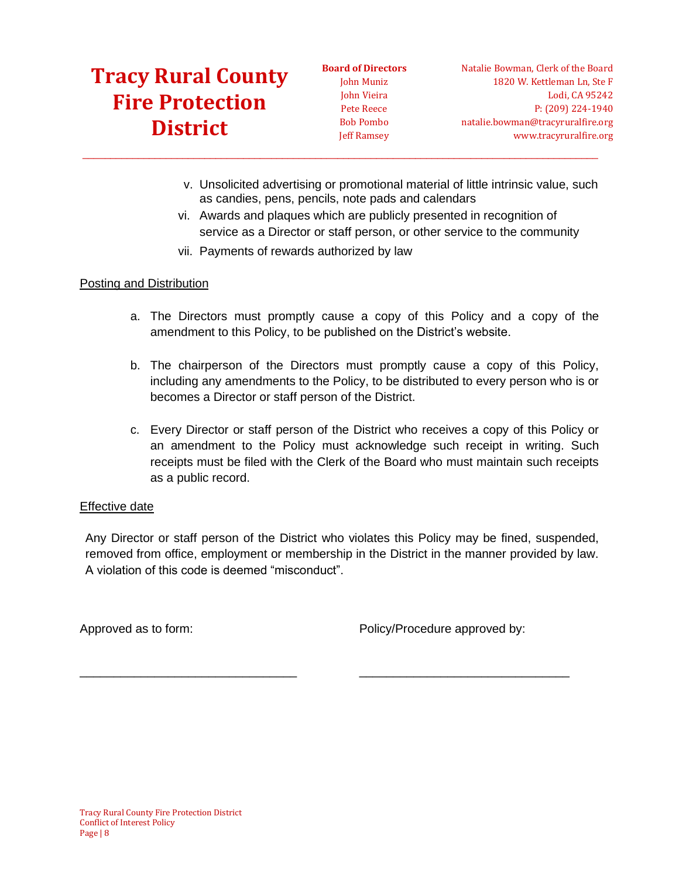v. Unsolicited advertising or promotional material of little intrinsic value, such as candies, pens, pencils, note pads and calendars

vi. Awards and plaques which are publicly presented in recognition of service as a Director or staff person, or other service to the community

vii. Payments of rewards authorized by law

Posting and Distribution

a. The Directors must promptly cause a copy of this Policy and a copy of the amendment to this Policy, to be published on the District's website.

b. The chairperson of the Directors must promptly cause a copy of this Policy, including any amendments to the Policy, to be distributed to every person who is or becomes a Director or staff person of the District.

c. Every Director or staff person of the District who receives a copy of this Policy or an amendment to the Policy must acknowledge such receipt in writing. Such receipts must be filed with the Clerk of the Board who must maintain such receipts as a public record.

Effective date

Any Director or staff person of the District who violates this Policy may be fined, suspended, removed from office, employment or membership in the District in the manner provided by law. A violation of this code is deemed "misconduct".

Approved as to form: ______________________________

Policy/Procedure approved by: ______________________________